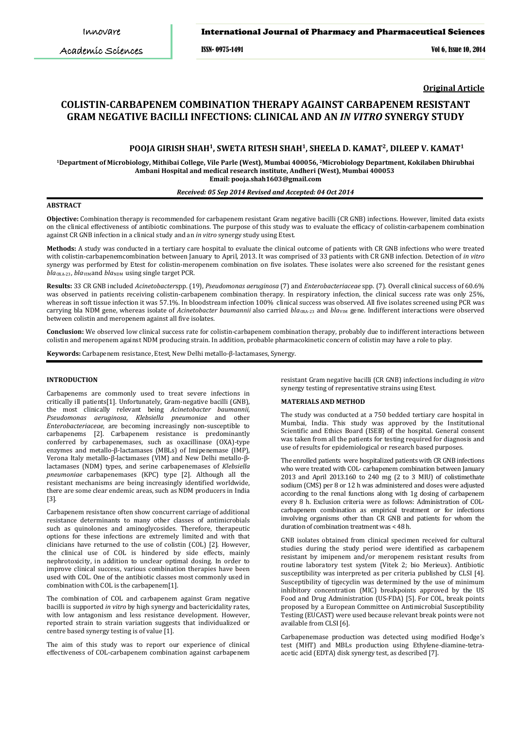Original Article

# COLISTIN-CARBAPENEM COMBINATION THERAPY AGAINST CARBAPENEM RESISTANT GRAM NEGATIVE BACILLI INFECTIONS: CLINICAL AND AN *IN VITRO* SYNERGY STUDY

**POOJA GIRISH SHAH[1], SWETA RITESH SHAH[1], SHEELA D. KAMAT[2], DILEEP V. KAMAT[1]**

[1]Department of Microbiology, Mithibai College, Vile Parle (West), Mumbai 400056, [2]Microbiology Department, Kokilaben Dhirubhai Ambani Hospital and medical research institute, Andheri (West), Mumbai 400053
Email: pooja.shah1603@gmail.com

*Received: 05 Sep 2014 Revised and Accepted: 04 Oct 2014*

## ABSTRACT

**Objective:** Combination therapy is recommended for carbapenem resistant Gram negative bacilli (CR GNB) infections. However, limited data exists on the clinical effectiveness of antibiotic combinations. The purpose of this study was to evaluate the efficacy of colistin-carbapenem combination against CR GNB infection in a clinical study and an *in vitro* synergy study using Etest.

**Methods:** A study was conducted in a tertiary care hospital to evaluate the clinical outcome of patients with CR GNB infections who were treated with colistin-carbapenemcombination between January to April, 2013. It was comprised of 33 patients with CR GNB infection. Detection of *in vitro* synergy was performed by Etest for colistin-meropenem combination on five isolates. These isolates were also screened for the resistant genes $bla_{OXA-23}$, $bla_{VIM}$and $bla_{NDM}$ using single target PCR.

**Results:** 33 CR GNB included *Acinetobacter*spp. (19), *Pseudomonas aeruginosa* (7) and *Enterobacteriaceae* spp. (7). Overall clinical success of 60.6% was observed in patients receiving colistin-carbapenem combination therapy. In respiratory infection, the clinical success rate was only 25%, whereas in soft tissue infection it was 57.1%. In bloodstream infection 100% clinical success was observed. All five isolates screened using PCR was carrying bla NDM gene, whereas isolate of *Acinetobacter baumannii* also carried $bla_{OXA-23}$ and $bla_{VIM}$ gene. Indifferent interactions were observed between colistin and meropenem against all five isolates.

**Conclusion:** We observed low clinical success rate for colistin-carbapenem combination therapy, probably due to indifferent interactions between colistin and meropenem against NDM producing strain. In addition, probable pharmacokinetic concern of colistin may have a role to play.

**Keywords:** Carbapenem resistance, Etest, New Delhi metallo-β-lactamases, Synergy.

## INTRODUCTION

Carbapenems are commonly used to treat severe infections in critically ill patients[1]. Unfortunately, Gram-negative bacilli (GNB), the most clinically relevant being *Acinetobacter baumannii*, *Pseudomonas aeruginosa*, *Klebsiella pneumoniae* and other *Enterobacteriaceae*, are becoming increasingly non-susceptible to carbapenems [2]. Carbapenem resistance is predominantly conferred by carbapenemases, such as oxacillinase (OXA)-type enzymes and metallo-β-lactamases (MBLs) of Imipenemase (IMP), Verona Italy metallo-β-lactamases (VIM) and New Delhi metallo-β-lactamases (NDM) types, and serine carbapenemases of *Klebsiella pneumoniae* carbapenemases (KPC) type [2]. Although all the resistant mechanisms are being increasingly identified worldwide, there are some clear endemic areas, such as NDM producers in India [3].

Carbapenem resistance often show concurrent carriage of additional resistance determinants to many other classes of antimicrobials such as quinolones and aminoglycosides. Therefore, therapeutic options for these infections are extremely limited and with that clinicians have returned to the use of colistin (COL) [2]. However, the clinical use of COL is hindered by side effects, mainly nephrotoxicity, in addition to unclear optimal dosing. In order to improve clinical success, various combination therapies have been used with COL. One of the antibiotic classes most commonly used in combination with COL is the carbapenem[1].

The combination of COL and carbapenem against Gram negative bacilli is supported *in vitro* by high synergy and bactericidality rates, with low antagonism and less resistance development. However, reported strain to strain variation suggests that individualized or centre based synergy testing is of value [1].

The aim of this study was to report our experience of clinical effectiveness of COL-carbapenem combination against carbapenem resistant Gram negative bacilli (CR GNB) infections including *in vitro* synergy testing of representative strains using Etest.

## MATERIALS AND METHOD

The study was conducted at a 750 bedded tertiary care hospital in Mumbai, India. This study was approved by the Institutional Scientific and Ethics Board (ISEB) of the hospital. General consent was taken from all the patients for testing required for diagnosis and use of results for epidemiological or research based purposes.

The enrolled patients were hospitalized patients with CR GNB infections who were treated with COL- carbapenem combination between January 2013 and April 2013.160 to 240 mg (2 to 3 MIU) of colistimethate sodium (CMS) per 8 or 12 h was administered and doses were adjusted according to the renal functions along with 1g dosing of carbapenem every 8 h. Exclusion criteria were as follows: Administration of COL-carbapenem combination as empirical treatment or for infections involving organisms other than CR GNB and patients for whom the duration of combination treatment was < 48 h.

GNB isolates obtained from clinical specimen received for cultural studies during the study period were identified as carbapenem resistant by imipenem and/or meropenem resistant results from routine laboratory test system (Vitek 2; bio Merieux). Antibiotic susceptibility was interpreted as per criteria published by CLSI [4]. Susceptibility of tigecyclin was determined by the use of minimum inhibitory concentration (MIC) breakpoints approved by the US Food and Drug Administration (US-FDA) [5]. For COL, break points proposed by a European Committee on Antimicrobial Susceptibility Testing (EUCAST) were used because relevant break points were not available from CLSI [6].

Carbapenemase production was detected using modified Hodge's test (MHT) and MBLs production using Ethylene-diamine-tetra-acetic acid (EDTA) disk synergy test, as described [7].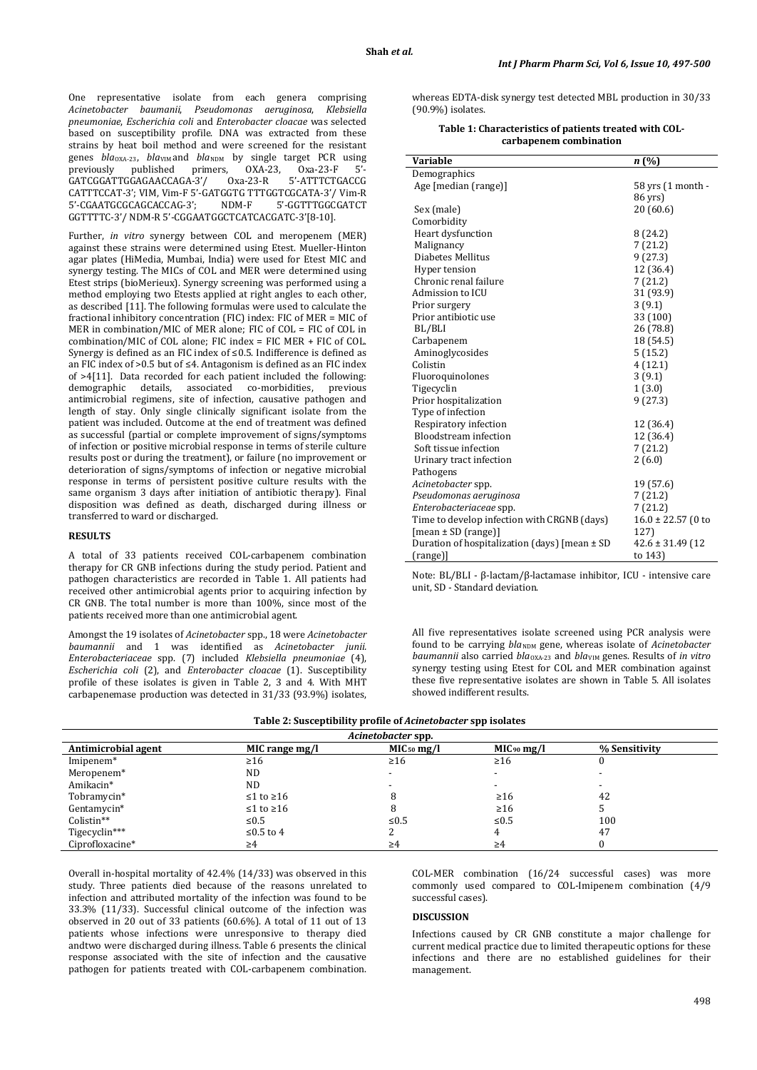One representative isolate from each genera comprising *Acinetobacter baumanii*, *Pseudomonas aeruginosa*, *Klebsiella pneumoniae*, *Escherichia coli* and *Enterobacter cloacae* was selected based on susceptibility profile. DNA was extracted from these strains by heat boil method and were screened for the resistant genes $bla_{OXA-23}$, $bla_{VIM}$ and $bla_{NDM}$ by single target PCR using previously published primers, OXA-23, Oxa-23-F 5'-GATCGGATTGGAGAACCAGA-3'/ Oxa-23-R 5'-ATTTCTGACCG CATTTCCAT-3'; VIM, Vim-F 5'-GATGGTG TTTGGTCGCATA-3'/ Vim-R 5'-CGAATGCGCAGCACCAG-3'; NDM-F 5'-GGTTTGGCGATCT GGTTTTC-3'/ NDM-R 5'-CGGAATGGCTCATCACGATC-3'[8-10].

Further, *in vitro* synergy between COL and meropenem (MER) against these strains were determined using Etest. Mueller-Hinton agar plates (HiMedia, Mumbai, India) were used for Etest MIC and synergy testing. The MICs of COL and MER were determined using Etest strips (bioMerieux). Synergy screening was performed using a method employing two Etests applied at right angles to each other, as described [11]. The following formulas were used to calculate the fractional inhibitory concentration (FIC) index: FIC of MER = MIC of MER in combination/MIC of MER alone; FIC of COL = FIC of COL in combination/MIC of COL alone; FIC index = FIC MER + FIC of COL. Synergy is defined as an FIC index of ≤0.5. Indifference is defined as an FIC index of >0.5 but of ≤4. Antagonism is defined as an FIC index of >4[11]. Data recorded for each patient included the following: demographic details, associated co-morbidities, previous antimicrobial regimens, site of infection, causative pathogen and length of stay. Only single clinically significant isolate from the patient was included. Outcome at the end of treatment was defined as successful (partial or complete improvement of signs/symptoms of infection or positive microbial response in terms of sterile culture results post or during the treatment), or failure (no improvement or deterioration of signs/symptoms of infection or negative microbial response in terms of persistent positive culture results with the same organism 3 days after initiation of antibiotic therapy). Final disposition was defined as death, discharged during illness or transferred to ward or discharged.

## RESULTS

A total of 33 patients received COL-carbapenem combination therapy for CR GNB infections during the study period. Patient and pathogen characteristics are recorded in Table 1. All patients had received other antimicrobial agents prior to acquiring infection by CR GNB. The total number is more than 100%, since most of the patients received more than one antimicrobial agent.

Amongst the 19 isolates of *Acinetobacter* spp., 18 were *Acinetobacter baumannii* and 1 was identified as *Acinetobacter junii*. *Enterobacteriaceae* spp. (7) included *Klebsiella pneumoniae* (4), *Escherichia coli* (2), and *Enterobacter cloacae* (1). Susceptibility profile of these isolates is given in Table 2, 3 and 4. With MHT carbapenemase production was detected in 31/33 (93.9%) isolates, whereas EDTA-disk synergy test detected MBL production in 30/33 (90.9%) isolates.

**Table 1: Characteristics of patients treated with COL-carbapenem combination**

| Variable | *n* (%) |
|---|---|
| Demographics | |
| Age [median (range)] | 58 yrs (1 month - 86 yrs) |
| Sex (male) | 20 (60.6) |
| Comorbidity | |
| Heart dysfunction | 8 (24.2) |
| Malignancy | 7 (21.2) |
| Diabetes Mellitus | 9 (27.3) |
| Hyper tension | 12 (36.4) |
| Chronic renal failure | 7 (21.2) |
| Admission to ICU | 31 (93.9) |
| Prior surgery | 3 (9.1) |
| Prior antibiotic use | 33 (100) |
| BL/BLI | 26 (78.8) |
| Carbapenem | 18 (54.5) |
| Aminoglycosides | 5 (15.2) |
| Colistin | 4 (12.1) |
| Fluoroquinolones | 3 (9.1) |
| Tigecyclin | 1 (3.0) |
| Prior hospitalization | 9 (27.3) |
| Type of infection | |
| Respiratory infection | 12 (36.4) |
| Bloodstream infection | 12 (36.4) |
| Soft tissue infection | 7 (21.2) |
| Urinary tract infection | 2 (6.0) |
| Pathogens | |
| *Acinetobacter* spp. | 19 (57.6) |
| *Pseudomonas aeruginosa* | 7 (21.2) |
| *Enterobacteriaceae* spp. | 7 (21.2) |
| Time to develop infection with CRGNB (days) [mean ± SD (range)] | 16.0 ± 22.57 (0 to 127) |
| Duration of hospitalization (days) [mean ± SD (range)] | 42.6 ± 31.49 (12 to 143) |

Note: BL/BLI - β-lactam/β-lactamase inhibitor, ICU - intensive care unit, SD - Standard deviation.

All five representatives isolate screened using PCR analysis were found to be carrying $bla_{NDM}$ gene, whereas isolate of *Acinetobacter baumannii* also carried $bla_{OXA-23}$ and $bla_{VIM}$ genes. Results of *in vitro* synergy testing using Etest for COL and MER combination against these five representative isolates are shown in Table 5. All isolates showed indifferent results.

**Table 2: Susceptibility profile of *Acinetobacter* spp isolates**

| | *Acinetobacter* spp. | | | |
|---|---|---|---|---|
| **Antimicrobial agent** | **MIC range mg/l** | **$MIC_{50}$ mg/l** | **$MIC_{90}$ mg/l** | **% Sensitivity** |
| Imipenem* | ≥16 | ≥16 | ≥16 | 0 |
| Meropenem* | ND | - | - | - |
| Amikacin* | ND | - | - | - |
| Tobramycin* | ≤1 to ≥16 | 8 | ≥16 | 42 |
| Gentamycin* | ≤1 to ≥16 | 8 | ≥16 | 5 |
| Colistin** | ≤0.5 | ≤0.5 | ≤0.5 | 100 |
| Tigecyclin*** | ≤0.5 to 4 | 2 | 4 | 47 |
| Ciprofloxacine* | ≥4 | ≥4 | ≥4 | 0 |

Overall in-hospital mortality of 42.4% (14/33) was observed in this study. Three patients died because of the reasons unrelated to infection and attributed mortality of the infection was found to be 33.3% (11/33). Successful clinical outcome of the infection was observed in 20 out of 33 patients (60.6%). A total of 11 out of 13 patients whose infections were unresponsive to therapy died andtwo were discharged during illness. Table 6 presents the clinical response associated with the site of infection and the causative pathogen for patients treated with COL-carbapenem combination. COL-MER combination (16/24 successful cases) was more commonly used compared to COL-Imipenem combination (4/9 successful cases).

## DISCUSSION

Infections caused by CR GNB constitute a major challenge for current medical practice due to limited therapeutic options for these infections and there are no established guidelines for their management.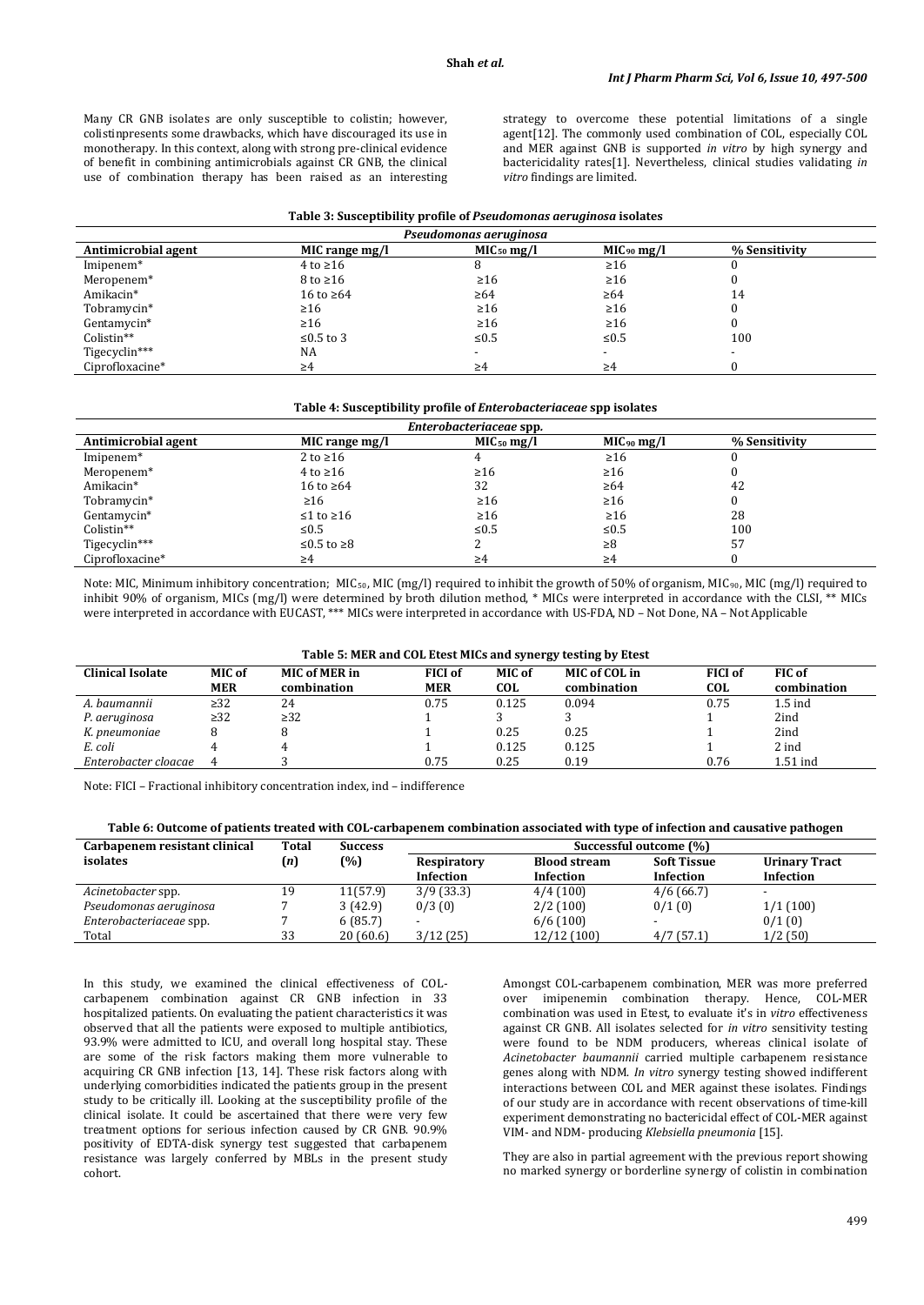Many CR GNB isolates are only susceptible to colistin; however, colistinpresents some drawbacks, which have discouraged its use in monotherapy. In this context, along with strong pre-clinical evidence of benefit in combining antimicrobials against CR GNB, the clinical use of combination therapy has been raised as an interesting strategy to overcome these potential limitations of a single agent[12]. The commonly used combination of COL, especially COL and MER against GNB is supported *in vitro* by high synergy and bactericidality rates[1]. Nevertheless, clinical studies validating *in vitro* findings are limited.

**Table 3: Susceptibility profile of *Pseudomonas aeruginosa* isolates**

| *Pseudomonas aeruginosa* | | | | |
|---|---|---|---|---|
| **Antimicrobial agent** | **MIC range mg/l** | **$MIC_{50}$ mg/l** | **$MIC_{90}$ mg/l** | **% Sensitivity** |
| Imipenem* | 4 to ≥16 | 8 | ≥16 | 0 |
| Meropenem* | 8 to ≥16 | ≥16 | ≥16 | 0 |
| Amikacin* | 16 to ≥64 | ≥64 | ≥64 | 14 |
| Tobramycin* | ≥16 | ≥16 | ≥16 | 0 |
| Gentamycin* | ≥16 | ≥16 | ≥16 | 0 |
| Colistin** | ≤0.5 to 3 | ≤0.5 | ≤0.5 | 100 |
| Tigecyclin*** | NA | - | - | - |
| Ciprofloxacine* | ≥4 | ≥4 | ≥4 | 0 |

**Table 4: Susceptibility profile of *Enterobacteriaceae* spp isolates**

| *Enterobacteriaceae* spp. | | | | |
|---|---|---|---|---|
| **Antimicrobial agent** | **MIC range mg/l** | **$MIC_{50}$ mg/l** | **$MIC_{90}$ mg/l** | **% Sensitivity** |
| Imipenem* | 2 to ≥16 | 4 | ≥16 | 0 |
| Meropenem* | 4 to ≥16 | ≥16 | ≥16 | 0 |
| Amikacin* | 16 to ≥64 | 32 | ≥64 | 42 |
| Tobramycin* | ≥16 | ≥16 | ≥16 | 0 |
| Gentamycin* | ≤1 to ≥16 | ≥16 | ≥16 | 28 |
| Colistin** | ≤0.5 | ≤0.5 | ≤0.5 | 100 |
| Tigecyclin*** | ≤0.5 to ≥8 | 2 | ≥8 | 57 |
| Ciprofloxacine* | ≥4 | ≥4 | ≥4 | 0 |

Note: MIC, Minimum inhibitory concentration; $MIC_{50}$, MIC (mg/l) required to inhibit the growth of 50% of organism, $MIC_{90}$, MIC (mg/l) required to inhibit 90% of organism, MICs (mg/l) were determined by broth dilution method, * MICs were interpreted in accordance with the CLSI, ** MICs were interpreted in accordance with EUCAST, *** MICs were interpreted in accordance with US-FDA, ND – Not Done, NA – Not Applicable

**Table 5: MER and COL Etest MICs and synergy testing by Etest**

| Clinical Isolate | MIC of MER | MIC of MER in combination | FICI of MER | MIC of COL | MIC of COL in combination | FICI of COL | FIC of combination |
|---|---|---|---|---|---|---|---|
| *A. baumannii* | ≥32 | 24 | 0.75 | 0.125 | 0.094 | 0.75 | 1.5 ind |
| *P. aeruginosa* | ≥32 | ≥32 | 1 | 3 | 3 | 1 | 2ind |
| *K. pneumoniae* | 8 | 8 | 1 | 0.25 | 0.25 | 1 | 2ind |
| *E. coli* | 4 | 4 | 1 | 0.125 | 0.125 | 1 | 2 ind |
| *Enterobacter cloacae* | 4 | 3 | 0.75 | 0.25 | 0.19 | 0.76 | 1.51 ind |

Note: FICI – Fractional inhibitory concentration index, ind – indifference

**Table 6: Outcome of patients treated with COL-carbapenem combination associated with type of infection and causative pathogen**

| Carbapenem resistant clinical isolates | Total (*n*) | Success (%) | Successful outcome (%) | | | |
|---|---|---|---|---|---|---|
| | | | Respiratory Infection | Blood stream Infection | Soft Tissue Infection | Urinary Tract Infection |
| *Acinetobacter* spp. | 19 | 11(57.9) | 3/9 (33.3) | 4/4 (100) | 4/6 (66.7) | - |
| *Pseudomonas aeruginosa* | 7 | 3 (42.9) | 0/3 (0) | 2/2 (100) | 0/1 (0) | 1/1 (100) |
| *Enterobacteriaceae* spp. | 7 | 6 (85.7) | - | 6/6 (100) | - | 0/1 (0) |
| Total | 33 | 20 (60.6) | 3/12 (25) | 12/12 (100) | 4/7 (57.1) | 1/2 (50) |

In this study, we examined the clinical effectiveness of COL-carbapenem combination against CR GNB infection in 33 hospitalized patients. On evaluating the patient characteristics it was observed that all the patients were exposed to multiple antibiotics, 93.9% were admitted to ICU, and overall long hospital stay. These are some of the risk factors making them more vulnerable to acquiring CR GNB infection [13, 14]. These risk factors along with underlying comorbidities indicated the patients group in the present study to be critically ill. Looking at the susceptibility profile of the clinical isolate. It could be ascertained that there were very few treatment options for serious infection caused by CR GNB. 90.9% positivity of EDTA-disk synergy test suggested that carbapenem resistance was largely conferred by MBLs in the present study cohort.

Amongst COL-carbapenem combination, MER was more preferred over imipenemin combination therapy. Hence, COL-MER combination was used in Etest, to evaluate it's in *vitro* effectiveness against CR GNB. All isolates selected for *in vitro* sensitivity testing were found to be NDM producers, whereas clinical isolate of *Acinetobacter baumannii* carried multiple carbapenem resistance genes along with NDM. *In vitro* synergy testing showed indifferent interactions between COL and MER against these isolates. Findings of our study are in accordance with recent observations of time-kill experiment demonstrating no bactericidal effect of COL-MER against VIM- and NDM- producing *Klebsiella pneumonia* [15].

They are also in partial agreement with the previous report showing no marked synergy or borderline synergy of colistin in combination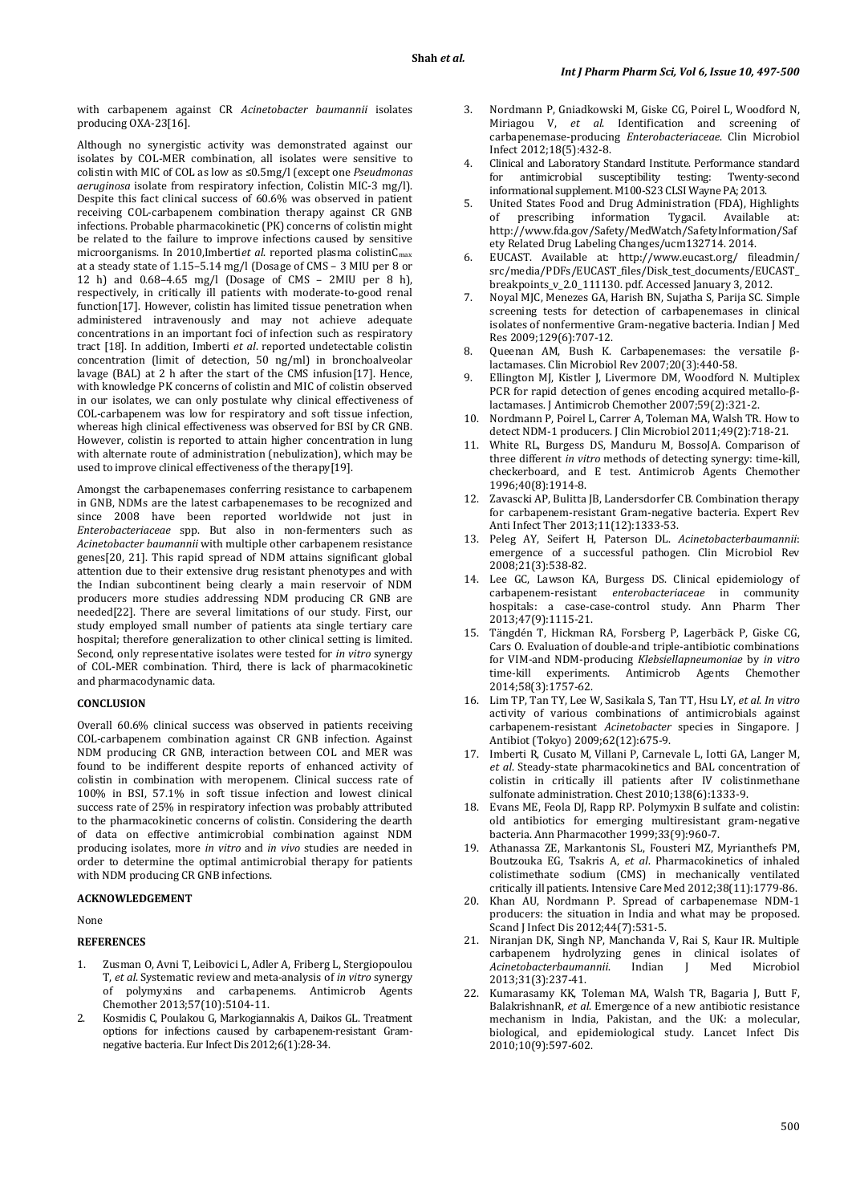with carbapenem against CR *Acinetobacter baumannii* isolates producing OXA-23[16].

Although no synergistic activity was demonstrated against our isolates by COL-MER combination, all isolates were sensitive to colistin with MIC of COL as low as ≤0.5mg/l (except one *Pseudmonas aeruginosa* isolate from respiratory infection, Colistin MIC-3 mg/l). Despite this fact clinical success of 60.6% was observed in patient receiving COL-carbapenem combination therapy against CR GNB infections. Probable pharmacokinetic (PK) concerns of colistin might be related to the failure to improve infections caused by sensitive microorganisms. In 2010,Imberti*et al*. reported plasma colistin$C_{max}$ at a steady state of 1.15–5.14 mg/l (Dosage of CMS – 3 MIU per 8 or 12 h) and 0.68–4.65 mg/l (Dosage of CMS – 2MIU per 8 h), respectively, in critically ill patients with moderate-to-good renal function[17]. However, colistin has limited tissue penetration when administered intravenously and may not achieve adequate concentrations in an important foci of infection such as respiratory tract [18]. In addition, Imberti *et al*. reported undetectable colistin concentration (limit of detection, 50 ng/ml) in bronchoalveolar lavage (BAL) at 2 h after the start of the CMS infusion[17]. Hence, with knowledge PK concerns of colistin and MIC of colistin observed in our isolates, we can only postulate why clinical effectiveness of COL-carbapenem was low for respiratory and soft tissue infection, whereas high clinical effectiveness was observed for BSI by CR GNB. However, colistin is reported to attain higher concentration in lung with alternate route of administration (nebulization), which may be used to improve clinical effectiveness of the therapy[19].

Amongst the carbapenemases conferring resistance to carbapenem in GNB, NDMs are the latest carbapenemases to be recognized and since 2008 have been reported worldwide not just in *Enterobacteriaceae* spp. But also in non-fermenters such as *Acinetobacter baumannii* with multiple other carbapenem resistance genes[20, 21]. This rapid spread of NDM attains significant global attention due to their extensive drug resistant phenotypes and with the Indian subcontinent being clearly a main reservoir of NDM producers more studies addressing NDM producing CR GNB are needed[22]. There are several limitations of our study. First, our study employed small number of patients ata single tertiary care hospital; therefore generalization to other clinical setting is limited. Second, only representative isolates were tested for *in vitro* synergy of COL-MER combination. Third, there is lack of pharmacokinetic and pharmacodynamic data.

## CONCLUSION

Overall 60.6% clinical success was observed in patients receiving COL-carbapenem combination against CR GNB infection. Against NDM producing CR GNB, interaction between COL and MER was found to be indifferent despite reports of enhanced activity of colistin in combination with meropenem. Clinical success rate of 100% in BSI, 57.1% in soft tissue infection and lowest clinical success rate of 25% in respiratory infection was probably attributed to the pharmacokinetic concerns of colistin. Considering the dearth of data on effective antimicrobial combination against NDM producing isolates, more *in vitro* and *in vivo* studies are needed in order to determine the optimal antimicrobial therapy for patients with NDM producing CR GNB infections.

## ACKNOWLEDGEMENT

None

## REFERENCES

1. Zusman O, Avni T, Leibovici L, Adler A, Friberg L, Stergiopoulou T, *et al*. Systematic review and meta-analysis of *in vitro* synergy of polymyxins and carbapenems. Antimicrob Agents Chemother 2013;57(10):5104-11.
2. Kosmidis C, Poulakou G, Markogiannakis A, Daikos GL. Treatment options for infections caused by carbapenem-resistant Gram-negative bacteria. Eur Infect Dis 2012;6(1):28-34.
3. Nordmann P, Gniadkowski M, Giske CG, Poirel L, Woodford N, Miriagou V, *et al*. Identification and screening of carbapenemase-producing *Enterobacteriaceae*. Clin Microbiol Infect 2012;18(5):432-8.
4. Clinical and Laboratory Standard Institute. Performance standard for antimicrobial susceptibility testing: Twenty-second informational supplement. M100-S23 CLSI Wayne PA; 2013.
5. United States Food and Drug Administration (FDA), Highlights of prescribing information Tygacil. Available at: http://www.fda.gov/Safety/MedWatch/SafetyInformation/Safety Related Drug Labeling Changes/ucm132714. 2014.
6. EUCAST. Available at: http://www.eucast.org/ fileadmin/ src/media/PDFs/EUCAST_files/Disk_test_documents/EUCAST_ breakpoints_v_2.0_111130. pdf. Accessed January 3, 2012.
7. Noyal MJC, Menezes GA, Harish BN, Sujatha S, Parija SC. Simple screening tests for detection of carbapenemases in clinical isolates of nonfermentive Gram-negative bacteria. Indian J Med Res 2009;129(6):707-12.
8. Queenan AM, Bush K. Carbapenemases: the versatile β-lactamases. Clin Microbiol Rev 2007;20(3):440-58.
9. Ellington MJ, Kistler J, Livermore DM, Woodford N. Multiplex PCR for rapid detection of genes encoding acquired metallo-β-lactamases. J Antimicrob Chemother 2007;59(2):321-2.
10. Nordmann P, Poirel L, Carrer A, Toleman MA, Walsh TR. How to detect NDM-1 producers. J Clin Microbiol 2011;49(2):718-21.
11. White RL, Burgess DS, Manduru M, BossoJA. Comparison of three different *in vitro* methods of detecting synergy: time-kill, checkerboard, and E test. Antimicrob Agents Chemother 1996;40(8):1914-8.
12. Zavascki AP, Bulitta JB, Landersdorfer CB. Combination therapy for carbapenem-resistant Gram-negative bacteria. Expert Rev Anti Infect Ther 2013;11(12):1333-53.
13. Peleg AY, Seifert H, Paterson DL. *Acinetobacterbaumannii*: emergence of a successful pathogen. Clin Microbiol Rev 2008;21(3):538-82.
14. Lee GC, Lawson KA, Burgess DS. Clinical epidemiology of carbapenem-resistant *enterobacteriaceae* in community hospitals: a case-case-control study. Ann Pharm Ther 2013;47(9):1115-21.
15. Tängdén T, Hickman RA, Forsberg P, Lagerbäck P, Giske CG, Cars O. Evaluation of double-and triple-antibiotic combinations for VIM-and NDM-producing *Klebsiellapneumoniae* by *in vitro* time-kill experiments. Antimicrob Agents Chemother 2014;58(3):1757-62.
16. Lim TP, Tan TY, Lee W, Sasikala S, Tan TT, Hsu LY, *et al. In vitro* activity of various combinations of antimicrobials against carbapenem-resistant *Acinetobacter* species in Singapore. J Antibiot (Tokyo) 2009;62(12):675-9.
17. Imberti R, Cusato M, Villani P, Carnevale L, Iotti GA, Langer M, *et al*. Steady-state pharmacokinetics and BAL concentration of colistin in critically ill patients after IV colistinmethane sulfonate administration. Chest 2010;138(6):1333-9.
18. Evans ME, Feola DJ, Rapp RP. Polymyxin B sulfate and colistin: old antibiotics for emerging multiresistant gram-negative bacteria. Ann Pharmacother 1999;33(9):960-7.
19. Athanassa ZE, Markantonis SL, Fousteri MZ, Myrianthefs PM, Boutzouka EG, Tsakris A, *et al*. Pharmacokinetics of inhaled colistimethate sodium (CMS) in mechanically ventilated critically ill patients. Intensive Care Med 2012;38(11):1779-86.
20. Khan AU, Nordmann P. Spread of carbapenemase NDM-1 producers: the situation in India and what may be proposed. Scand J Infect Dis 2012;44(7):531-5.
21. Niranjan DK, Singh NP, Manchanda V, Rai S, Kaur IR. Multiple carbapenem hydrolyzing genes in clinical isolates of *Acinetobacterbaumannii*. Indian J Med Microbiol 2013;31(3):237-41.
22. Kumarasamy KK, Toleman MA, Walsh TR, Bagaria J, Butt F, BalakrishnanR, *et al*. Emergence of a new antibiotic resistance mechanism in India, Pakistan, and the UK: a molecular, biological, and epidemiological study. Lancet Infect Dis 2010;10(9):597-602.